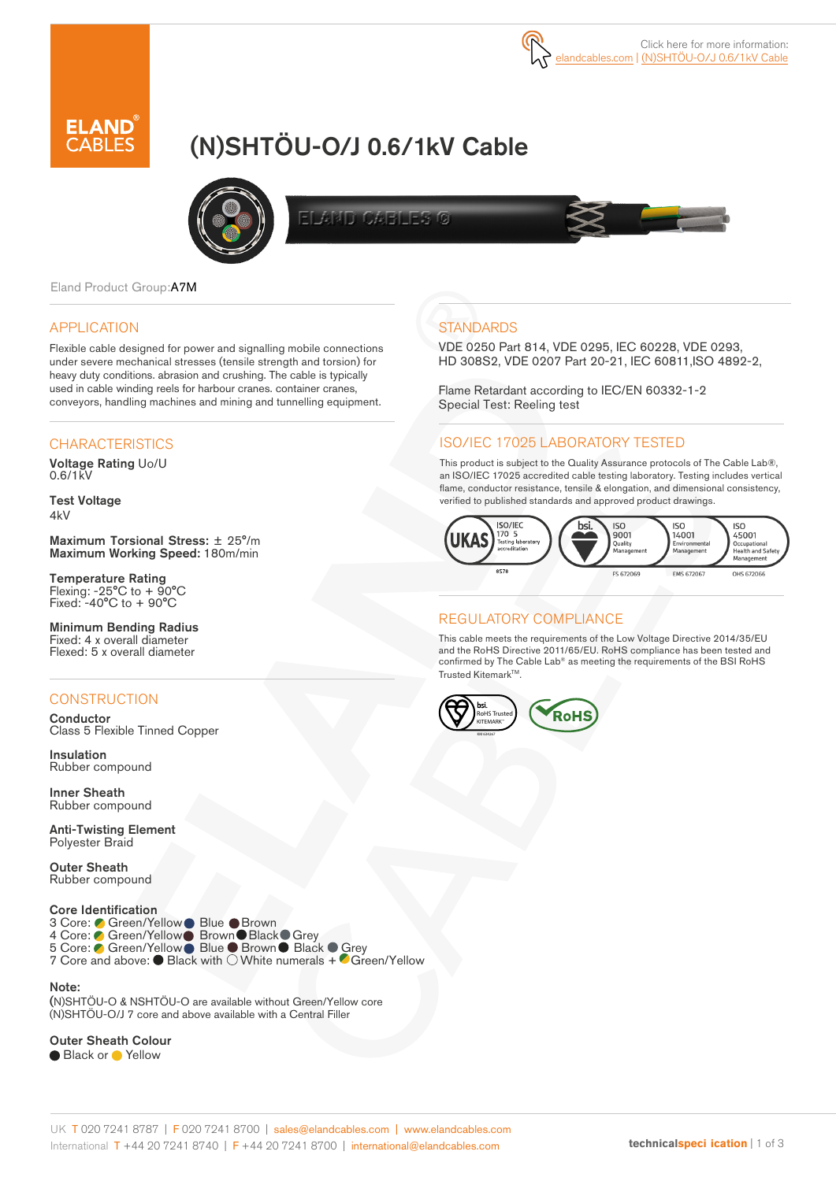Click here for more information: elandcables.com | (N)SHTÖU-O/J 0.6/1kV Cable

# (N)SHTÖU-O/J 0.6/1kV Cable

Eland Product Group: A7M

## APPLICATION

Flexible cable designed for power and signalling mobile connections under severe mechanical stresses (tensile strength and torsion) for heavy duty conditions. abrasion and crushing. The cable is typically used in cable winding reels for harbour cranes. container cranes, conveyors, handling machines and mining and tunnelling equipment.

## CHARACTERISTICS

**Voltage Rating** Uo/U
0.6/1kV

**Test Voltage**
4kV

**Maximum Torsional Stress:** ± 25°/m
**Maximum Working Speed:** 180m/min

**Temperature Rating**
Flexing: -25°C to + 90°C
Fixed: -40°C to + 90°C

**Minimum Bending Radius**
Fixed: 4 x overall diameter
Flexed: 5 x overall diameter

## CONSTRUCTION

**Conductor**
Class 5 Flexible Tinned Copper

**Insulation**
Rubber compound

**Inner Sheath**
Rubber compound

**Anti-Twisting Element**
Polyester Braid

**Outer Sheath**
Rubber compound

**Core Identification**
3 Core: Green/Yellow, Blue, Brown
4 Core: Green/Yellow, Brown, Black, Grey
5 Core: Green/Yellow, Blue, Brown, Black, Grey
7 Core and above: Black with White numerals + Green/Yellow

**Note:**
(N)SHTÖU-O & NSHTÖU-O are available without Green/Yellow core
(N)SHTÖU-O/J 7 core and above available with a Central Filler

**Outer Sheath Colour**
Black or Yellow

## STANDARDS

VDE 0250 Part 814, VDE 0295, IEC 60228, VDE 0293, HD 308S2, VDE 0207 Part 20-21, IEC 60811,ISO 4892-2,

Flame Retardant according to IEC/EN 60332-1-2
Special Test: Reeling test

## ISO/IEC 17025 LABORATORY TESTED

This product is subject to the Quality Assurance protocols of The Cable Lab®, an ISO/IEC 17025 accredited cable testing laboratory. Testing includes vertical flame, conductor resistance, tensile & elongation, and dimensional consistency, verified to published standards and approved product drawings.

UKAS ISO/IEC 17025 Testing laboratory accreditation 8578 | bsi. ISO 9001 Quality Management FS 672069 | ISO 14001 Environmental Management EMS 672067 | ISO 45001 Occupational Health and Safety Management OHS 672066

## REGULATORY COMPLIANCE

This cable meets the requirements of the Low Voltage Directive 2014/35/EU and the RoHS Directive 2011/65/EU. RoHS compliance has been tested and confirmed by The Cable Lab® as meeting the requirements of the BSI RoHS Trusted Kitemark™.

bsi. RoHS Trusted KITEMARK™ | RoHS

UK T 020 7241 8787 | F 020 7241 8700 | sales@elandcables.com | www.elandcables.com
International T +44 20 7241 8740 | F +44 20 7241 8700 | international@elandcables.com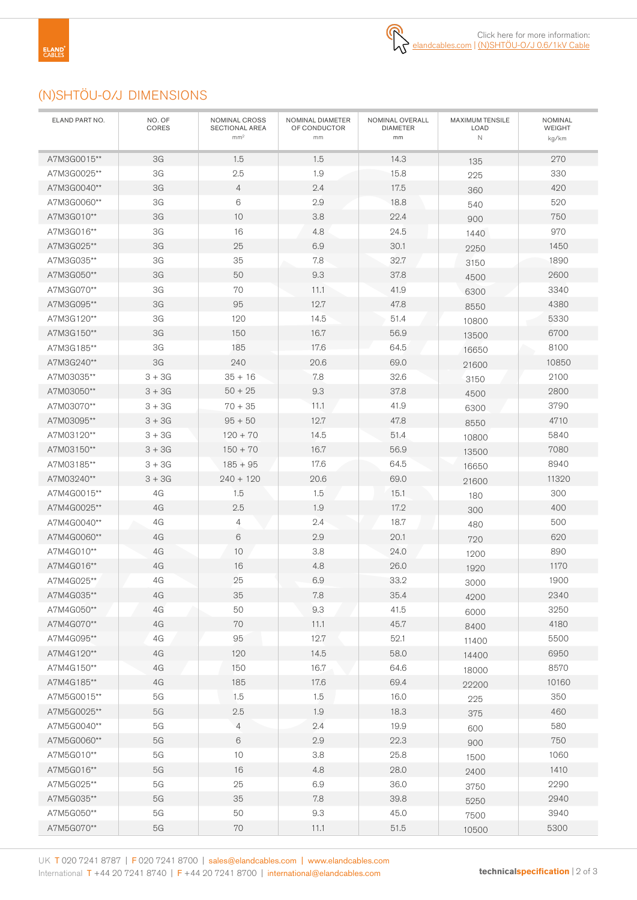Click here for more information: elandcables.com | (N)SHTÖU-O/J 0.6/1kV Cable

## (N)SHTÖU-O/J DIMENSIONS

| ELAND PART NO. | NO. OF CORES | NOMINAL CROSS SECTIONAL AREA mm² | NOMINAL DIAMETER OF CONDUCTOR mm | NOMINAL OVERALL DIAMETER mm | MAXIMUM TENSILE LOAD N | NOMINAL WEIGHT kg/km |
|---|---|---|---|---|---|---|
| A7M3G0015** | 3G | 1.5 | 1.5 | 14.3 | 135 | 270 |
| A7M3G0025** | 3G | 2.5 | 1.9 | 15.8 | 225 | 330 |
| A7M3G0040** | 3G | 4 | 2.4 | 17.5 | 360 | 420 |
| A7M3G0060** | 3G | 6 | 2.9 | 18.8 | 540 | 520 |
| A7M3G010** | 3G | 10 | 3.8 | 22.4 | 900 | 750 |
| A7M3G016** | 3G | 16 | 4.8 | 24.5 | 1440 | 970 |
| A7M3G025** | 3G | 25 | 6.9 | 30.1 | 2250 | 1450 |
| A7M3G035** | 3G | 35 | 7.8 | 32.7 | 3150 | 1890 |
| A7M3G050** | 3G | 50 | 9.3 | 37.8 | 4500 | 2600 |
| A7M3G070** | 3G | 70 | 11.1 | 41.9 | 6300 | 3340 |
| A7M3G095** | 3G | 95 | 12.7 | 47.8 | 8550 | 4380 |
| A7M3G120** | 3G | 120 | 14.5 | 51.4 | 10800 | 5330 |
| A7M3G150** | 3G | 150 | 16.7 | 56.9 | 13500 | 6700 |
| A7M3G185** | 3G | 185 | 17.6 | 64.5 | 16650 | 8100 |
| A7M3G240** | 3G | 240 | 20.6 | 69.0 | 21600 | 10850 |
| A7M03035** | 3 + 3G | 35 + 16 | 7.8 | 32.6 | 3150 | 2100 |
| A7M03050** | 3 + 3G | 50 + 25 | 9.3 | 37.8 | 4500 | 2800 |
| A7M03070** | 3 + 3G | 70 + 35 | 11.1 | 41.9 | 6300 | 3790 |
| A7M03095** | 3 + 3G | 95 + 50 | 12.7 | 47.8 | 8550 | 4710 |
| A7M03120** | 3 + 3G | 120 + 70 | 14.5 | 51.4 | 10800 | 5840 |
| A7M03150** | 3 + 3G | 150 + 70 | 16.7 | 56.9 | 13500 | 7080 |
| A7M03185** | 3 + 3G | 185 + 95 | 17.6 | 64.5 | 16650 | 8940 |
| A7M03240** | 3 + 3G | 240 + 120 | 20.6 | 69.0 | 21600 | 11320 |
| A7M4G0015** | 4G | 1.5 | 1.5 | 15.1 | 180 | 300 |
| A7M4G0025** | 4G | 2.5 | 1.9 | 17.2 | 300 | 400 |
| A7M4G0040** | 4G | 4 | 2.4 | 18.7 | 480 | 500 |
| A7M4G0060** | 4G | 6 | 2.9 | 20.1 | 720 | 620 |
| A7M4G010** | 4G | 10 | 3.8 | 24.0 | 1200 | 890 |
| A7M4G016** | 4G | 16 | 4.8 | 26.0 | 1920 | 1170 |
| A7M4G025** | 4G | 25 | 6.9 | 33.2 | 3000 | 1900 |
| A7M4G035** | 4G | 35 | 7.8 | 35.4 | 4200 | 2340 |
| A7M4G050** | 4G | 50 | 9.3 | 41.5 | 6000 | 3250 |
| A7M4G070** | 4G | 70 | 11.1 | 45.7 | 8400 | 4180 |
| A7M4G095** | 4G | 95 | 12.7 | 52.1 | 11400 | 5500 |
| A7M4G120** | 4G | 120 | 14.5 | 58.0 | 14400 | 6950 |
| A7M4G150** | 4G | 150 | 16.7 | 64.6 | 18000 | 8570 |
| A7M4G185** | 4G | 185 | 17.6 | 69.4 | 22200 | 10160 |
| A7M5G0015** | 5G | 1.5 | 1.5 | 16.0 | 225 | 350 |
| A7M5G0025** | 5G | 2.5 | 1.9 | 18.3 | 375 | 460 |
| A7M5G0040** | 5G | 4 | 2.4 | 19.9 | 600 | 580 |
| A7M5G0060** | 5G | 6 | 2.9 | 22.3 | 900 | 750 |
| A7M5G010** | 5G | 10 | 3.8 | 25.8 | 1500 | 1060 |
| A7M5G016** | 5G | 16 | 4.8 | 28.0 | 2400 | 1410 |
| A7M5G025** | 5G | 25 | 6.9 | 36.0 | 3750 | 2290 |
| A7M5G035** | 5G | 35 | 7.8 | 39.8 | 5250 | 2940 |
| A7M5G050** | 5G | 50 | 9.3 | 45.0 | 7500 | 3940 |
| A7M5G070** | 5G | 70 | 11.1 | 51.5 | 10500 | 5300 |

UK T 020 7241 8787 | F 020 7241 8700 | sales@elandcables.com | www.elandcables.com
International T +44 20 7241 8740 | F +44 20 7241 8700 | international@elandcables.com

technicalspecification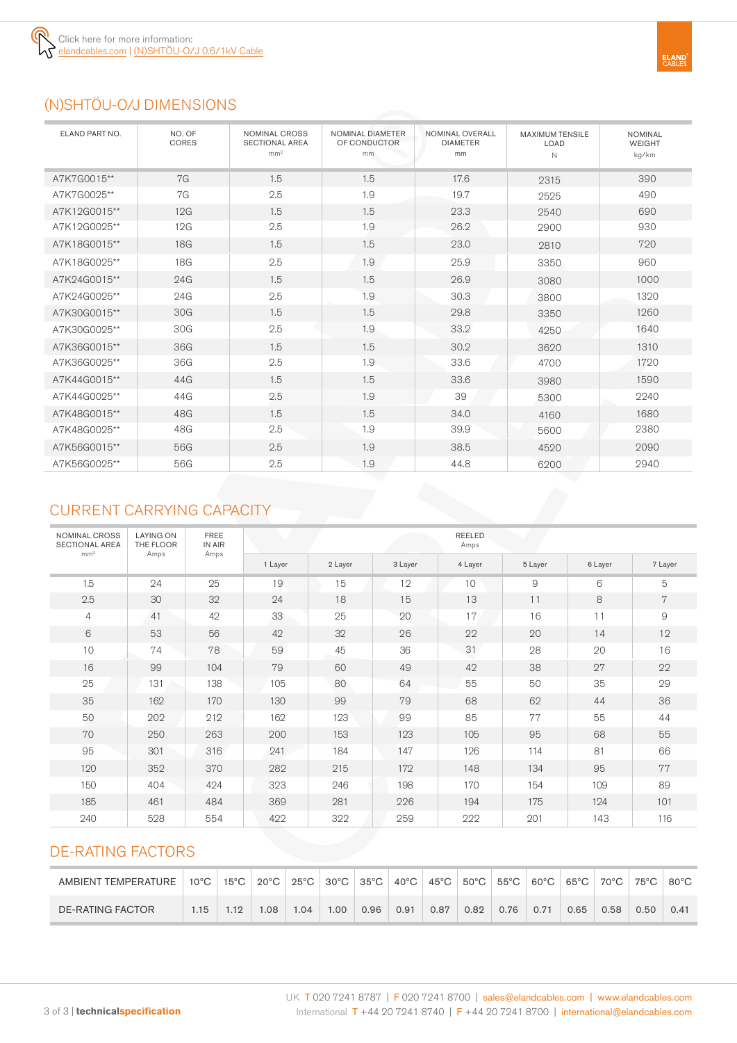Click here for more information:
elandcables.com | (N)SHTÖU-O/J 0.6/1kV Cable

## (N)SHTÖU-O/J DIMENSIONS

| ELAND PART NO. | NO. OF CORES | NOMINAL CROSS SECTIONAL AREA mm² | NOMINAL DIAMETER OF CONDUCTOR mm | NOMINAL OVERALL DIAMETER mm | MAXIMUM TENSILE LOAD N | NOMINAL WEIGHT kg/km |
|---|---|---|---|---|---|---|
| A7K7G0015** | 7G | 1.5 | 1.5 | 17.6 | 2315 | 390 |
| A7K7G0025** | 7G | 2.5 | 1.9 | 19.7 | 2525 | 490 |
| A7K12G0015** | 12G | 1.5 | 1.5 | 23.3 | 2540 | 690 |
| A7K12G0025** | 12G | 2.5 | 1.9 | 26.2 | 2900 | 930 |
| A7K18G0015** | 18G | 1.5 | 1.5 | 23.0 | 2810 | 720 |
| A7K18G0025** | 18G | 2.5 | 1.9 | 25.9 | 3350 | 960 |
| A7K24G0015** | 24G | 1.5 | 1.5 | 26.9 | 3080 | 1000 |
| A7K24G0025** | 24G | 2.5 | 1.9 | 30.3 | 3800 | 1320 |
| A7K30G0015** | 30G | 1.5 | 1.5 | 29.8 | 3350 | 1260 |
| A7K30G0025** | 30G | 2.5 | 1.9 | 33.2 | 4250 | 1640 |
| A7K36G0015** | 36G | 1.5 | 1.5 | 30.2 | 3620 | 1310 |
| A7K36G0025** | 36G | 2.5 | 1.9 | 33.6 | 4700 | 1720 |
| A7K44G0015** | 44G | 1.5 | 1.5 | 33.6 | 3980 | 1590 |
| A7K44G0025** | 44G | 2.5 | 1.9 | 39 | 5300 | 2240 |
| A7K48G0015** | 48G | 1.5 | 1.5 | 34.0 | 4160 | 1680 |
| A7K48G0025** | 48G | 2.5 | 1.9 | 39.9 | 5600 | 2380 |
| A7K56G0015** | 56G | 2.5 | 1.9 | 38.5 | 4520 | 2090 |
| A7K56G0025** | 56G | 2.5 | 1.9 | 44.8 | 6200 | 2940 |

## CURRENT CARRYING CAPACITY

| NOMINAL CROSS SECTIONAL AREA mm² | LAYING ON THE FLOOR Amps | FREE IN AIR Amps | REELED Amps | | | | | | |
|---|---|---|---|---|---|---|---|---|---|
| | | | 1 Layer | 2 Layer | 3 Layer | 4 Layer | 5 Layer | 6 Layer | 7 Layer |
| 1.5 | 24 | 25 | 19 | 15 | 12 | 10 | 9 | 6 | 5 |
| 2.5 | 30 | 32 | 24 | 18 | 15 | 13 | 11 | 8 | 7 |
| 4 | 41 | 42 | 33 | 25 | 20 | 17 | 16 | 11 | 9 |
| 6 | 53 | 56 | 42 | 32 | 26 | 22 | 20 | 14 | 12 |
| 10 | 74 | 78 | 59 | 45 | 36 | 31 | 28 | 20 | 16 |
| 16 | 99 | 104 | 79 | 60 | 49 | 42 | 38 | 27 | 22 |
| 25 | 131 | 138 | 105 | 80 | 64 | 55 | 50 | 35 | 29 |
| 35 | 162 | 170 | 130 | 99 | 79 | 68 | 62 | 44 | 36 |
| 50 | 202 | 212 | 162 | 123 | 99 | 85 | 77 | 55 | 44 |
| 70 | 250 | 263 | 200 | 153 | 123 | 105 | 95 | 68 | 55 |
| 95 | 301 | 316 | 241 | 184 | 147 | 126 | 114 | 81 | 66 |
| 120 | 352 | 370 | 282 | 215 | 172 | 148 | 134 | 95 | 77 |
| 150 | 404 | 424 | 323 | 246 | 198 | 170 | 154 | 109 | 89 |
| 185 | 461 | 484 | 369 | 281 | 226 | 194 | 175 | 124 | 101 |
| 240 | 528 | 554 | 422 | 322 | 259 | 222 | 201 | 143 | 116 |

## DE-RATING FACTORS

| AMBIENT TEMPERATURE | 10°C | 15°C | 20°C | 25°C | 30°C | 35°C | 40°C | 45°C | 50°C | 55°C | 60°C | 65°C | 70°C | 75°C | 80°C |
|---|---|---|---|---|---|---|---|---|---|---|---|---|---|---|---|
| DE-RATING FACTOR | 1.15 | 1.12 | 1.08 | 1.04 | 1.00 | 0.96 | 0.91 | 0.87 | 0.82 | 0.76 | 0.71 | 0.65 | 0.58 | 0.50 | 0.41 |

UK T 020 7241 8787 | F 020 7241 8700 | sales@elandcables.com | www.elandcables.com
International T +44 20 7241 8740 | F +44 20 7241 8700 | international@elandcables.com